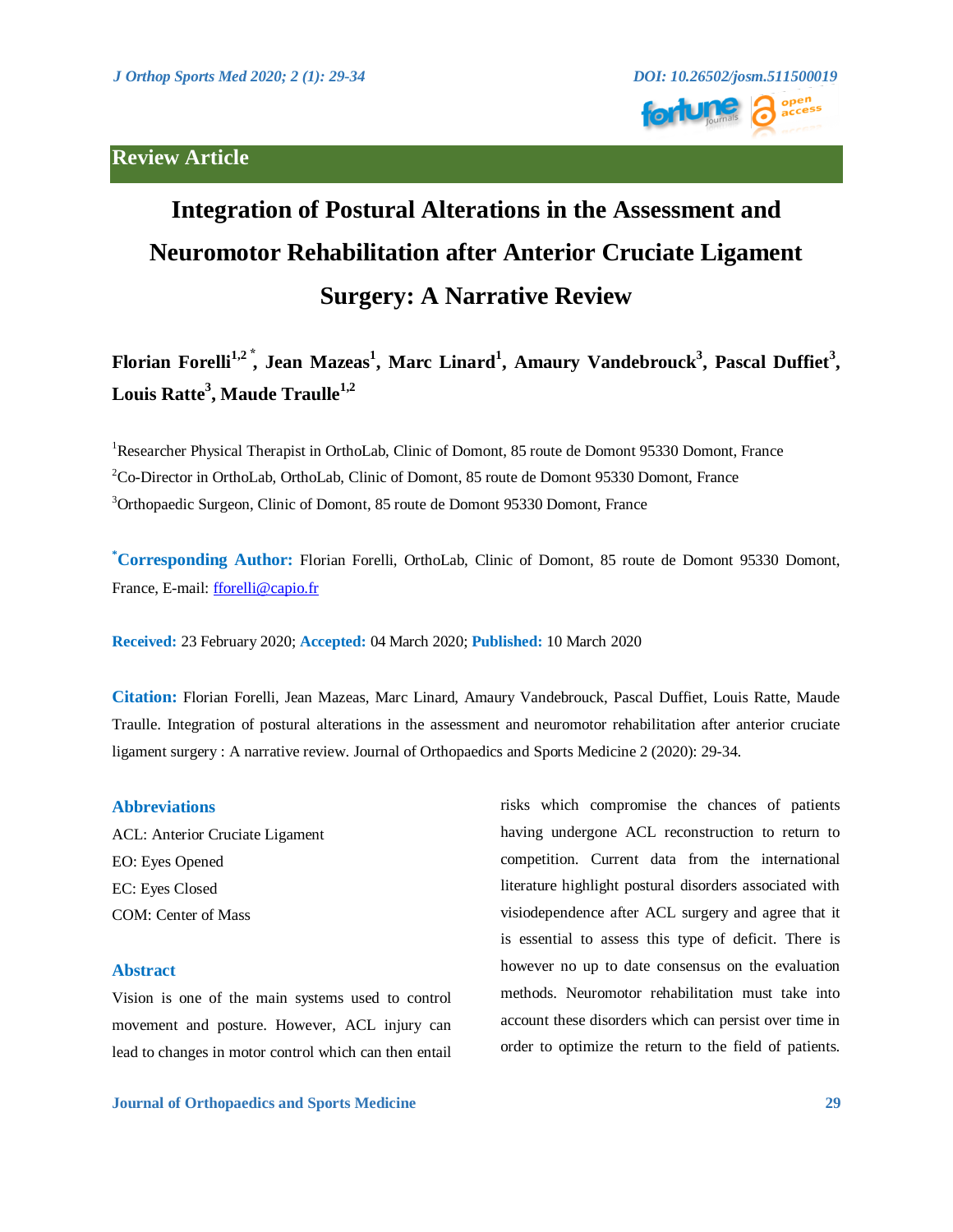Review Article

# Integration of Postural Alterations in the Assessment and Neuromotor Rehabilitation after Anterior Cruciate Ligament Surgery: A Narrative Review

**Florian Forelli[1,2*], Jean Mazeas[1], Marc Linard[1], Amaury Vandebrouck[3], Pascal Duffiet[3], Louis Ratte[3], Maude Traulle[1,2]**

[1]Researcher Physical Therapist in OrthoLab, Clinic of Domont, 85 route de Domont 95330 Domont, France

[2]Co-Director in OrthoLab, OrthoLab, Clinic of Domont, 85 route de Domont 95330 Domont, France

[3]Orthopaedic Surgeon, Clinic of Domont, 85 route de Domont 95330 Domont, France

[*]**Corresponding Author:** Florian Forelli, OrthoLab, Clinic of Domont, 85 route de Domont 95330 Domont, France, E-mail: fforelli@capio.fr

**Received:** 23 February 2020; **Accepted:** 04 March 2020; **Published:** 10 March 2020

**Citation:** Florian Forelli, Jean Mazeas, Marc Linard, Amaury Vandebrouck, Pascal Duffiet, Louis Ratte, Maude Traulle. Integration of postural alterations in the assessment and neuromotor rehabilitation after anterior cruciate ligament surgery : A narrative review. Journal of Orthopaedics and Sports Medicine 2 (2020): 29-34.

## Abbreviations

ACL: Anterior Cruciate Ligament

EO: Eyes Opened

EC: Eyes Closed

COM: Center of Mass

## Abstract

Vision is one of the main systems used to control movement and posture. However, ACL injury can lead to changes in motor control which can then entail risks which compromise the chances of patients having undergone ACL reconstruction to return to competition. Current data from the international literature highlight postural disorders associated with visiodependence after ACL surgery and agree that it is essential to assess this type of deficit. There is however no up to date consensus on the evaluation methods. Neuromotor rehabilitation must take into account these disorders which can persist over time in order to optimize the return to the field of patients.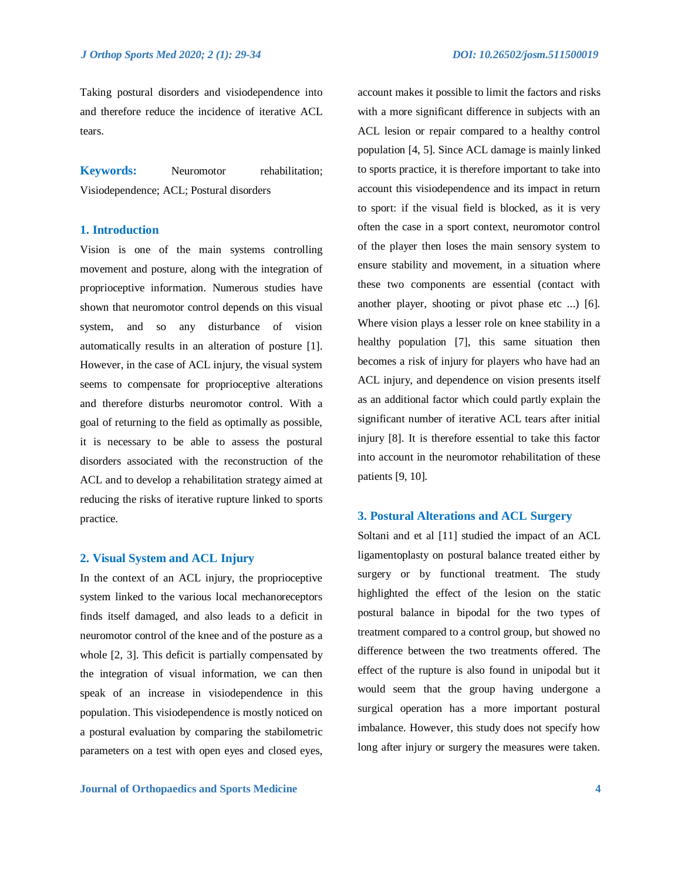Taking postural disorders and visiodependence into and therefore reduce the incidence of iterative ACL tears.

**Keywords:** Neuromotor rehabilitation; Visiodependence; ACL; Postural disorders

## 1. Introduction

Vision is one of the main systems controlling movement and posture, along with the integration of proprioceptive information. Numerous studies have shown that neuromotor control depends on this visual system, and so any disturbance of vision automatically results in an alteration of posture [1]. However, in the case of ACL injury, the visual system seems to compensate for proprioceptive alterations and therefore disturbs neuromotor control. With a goal of returning to the field as optimally as possible, it is necessary to be able to assess the postural disorders associated with the reconstruction of the ACL and to develop a rehabilitation strategy aimed at reducing the risks of iterative rupture linked to sports practice.

## 2. Visual System and ACL Injury

In the context of an ACL injury, the proprioceptive system linked to the various local mechanoreceptors finds itself damaged, and also leads to a deficit in neuromotor control of the knee and of the posture as a whole [2, 3]. This deficit is partially compensated by the integration of visual information, we can then speak of an increase in visiodependence in this population. This visiodependence is mostly noticed on a postural evaluation by comparing the stabilometric parameters on a test with open eyes and closed eyes, account makes it possible to limit the factors and risks with a more significant difference in subjects with an ACL lesion or repair compared to a healthy control population [4, 5]. Since ACL damage is mainly linked to sports practice, it is therefore important to take into account this visiodependence and its impact in return to sport: if the visual field is blocked, as it is very often the case in a sport context, neuromotor control of the player then loses the main sensory system to ensure stability and movement, in a situation where these two components are essential (contact with another player, shooting or pivot phase etc ...) [6]. Where vision plays a lesser role on knee stability in a healthy population [7], this same situation then becomes a risk of injury for players who have had an ACL injury, and dependence on vision presents itself as an additional factor which could partly explain the significant number of iterative ACL tears after initial injury [8]. It is therefore essential to take this factor into account in the neuromotor rehabilitation of these patients [9, 10].

## 3. Postural Alterations and ACL Surgery

Soltani and et al [11] studied the impact of an ACL ligamentoplasty on postural balance treated either by surgery or by functional treatment. The study highlighted the effect of the lesion on the static postural balance in bipodal for the two types of treatment compared to a control group, but showed no difference between the two treatments offered. The effect of the rupture is also found in unipodal but it would seem that the group having undergone a surgical operation has a more important postural imbalance. However, this study does not specify how long after injury or surgery the measures were taken.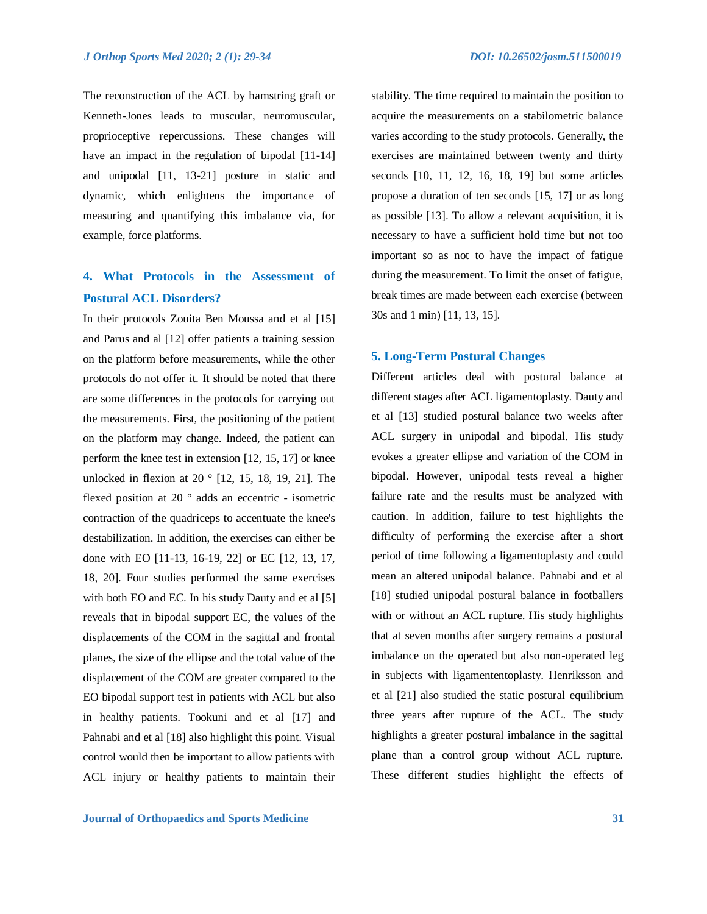The reconstruction of the ACL by hamstring graft or Kenneth-Jones leads to muscular, neuromuscular, proprioceptive repercussions. These changes will have an impact in the regulation of bipodal [11-14] and unipodal [11, 13-21] posture in static and dynamic, which enlightens the importance of measuring and quantifying this imbalance via, for example, force platforms.

## 4. What Protocols in the Assessment of Postural ACL Disorders?

In their protocols Zouita Ben Moussa and et al [15] and Parus and al [12] offer patients a training session on the platform before measurements, while the other protocols do not offer it. It should be noted that there are some differences in the protocols for carrying out the measurements. First, the positioning of the patient on the platform may change. Indeed, the patient can perform the knee test in extension [12, 15, 17] or knee unlocked in flexion at 20 ° [12, 15, 18, 19, 21]. The flexed position at 20 ° adds an eccentric - isometric contraction of the quadriceps to accentuate the knee's destabilization. In addition, the exercises can either be done with EO [11-13, 16-19, 22] or EC [12, 13, 17, 18, 20]. Four studies performed the same exercises with both EO and EC. In his study Dauty and et al [5] reveals that in bipodal support EC, the values of the displacements of the COM in the sagittal and frontal planes, the size of the ellipse and the total value of the displacement of the COM are greater compared to the EO bipodal support test in patients with ACL but also in healthy patients. Tookuni and et al [17] and Pahnabi and et al [18] also highlight this point. Visual control would then be important to allow patients with ACL injury or healthy patients to maintain their stability. The time required to maintain the position to acquire the measurements on a stabilometric balance varies according to the study protocols. Generally, the exercises are maintained between twenty and thirty seconds [10, 11, 12, 16, 18, 19] but some articles propose a duration of ten seconds [15, 17] or as long as possible [13]. To allow a relevant acquisition, it is necessary to have a sufficient hold time but not too important so as not to have the impact of fatigue during the measurement. To limit the onset of fatigue, break times are made between each exercise (between 30s and 1 min) [11, 13, 15].

## 5. Long-Term Postural Changes

Different articles deal with postural balance at different stages after ACL ligamentoplasty. Dauty and et al [13] studied postural balance two weeks after ACL surgery in unipodal and bipodal. His study evokes a greater ellipse and variation of the COM in bipodal. However, unipodal tests reveal a higher failure rate and the results must be analyzed with caution. In addition, failure to test highlights the difficulty of performing the exercise after a short period of time following a ligamentoplasty and could mean an altered unipodal balance. Pahnabi and et al [18] studied unipodal postural balance in footballers with or without an ACL rupture. His study highlights that at seven months after surgery remains a postural imbalance on the operated but also non-operated leg in subjects with ligamententoplasty. Henriksson and et al [21] also studied the static postural equilibrium three years after rupture of the ACL. The study highlights a greater postural imbalance in the sagittal plane than a control group without ACL rupture. These different studies highlight the effects of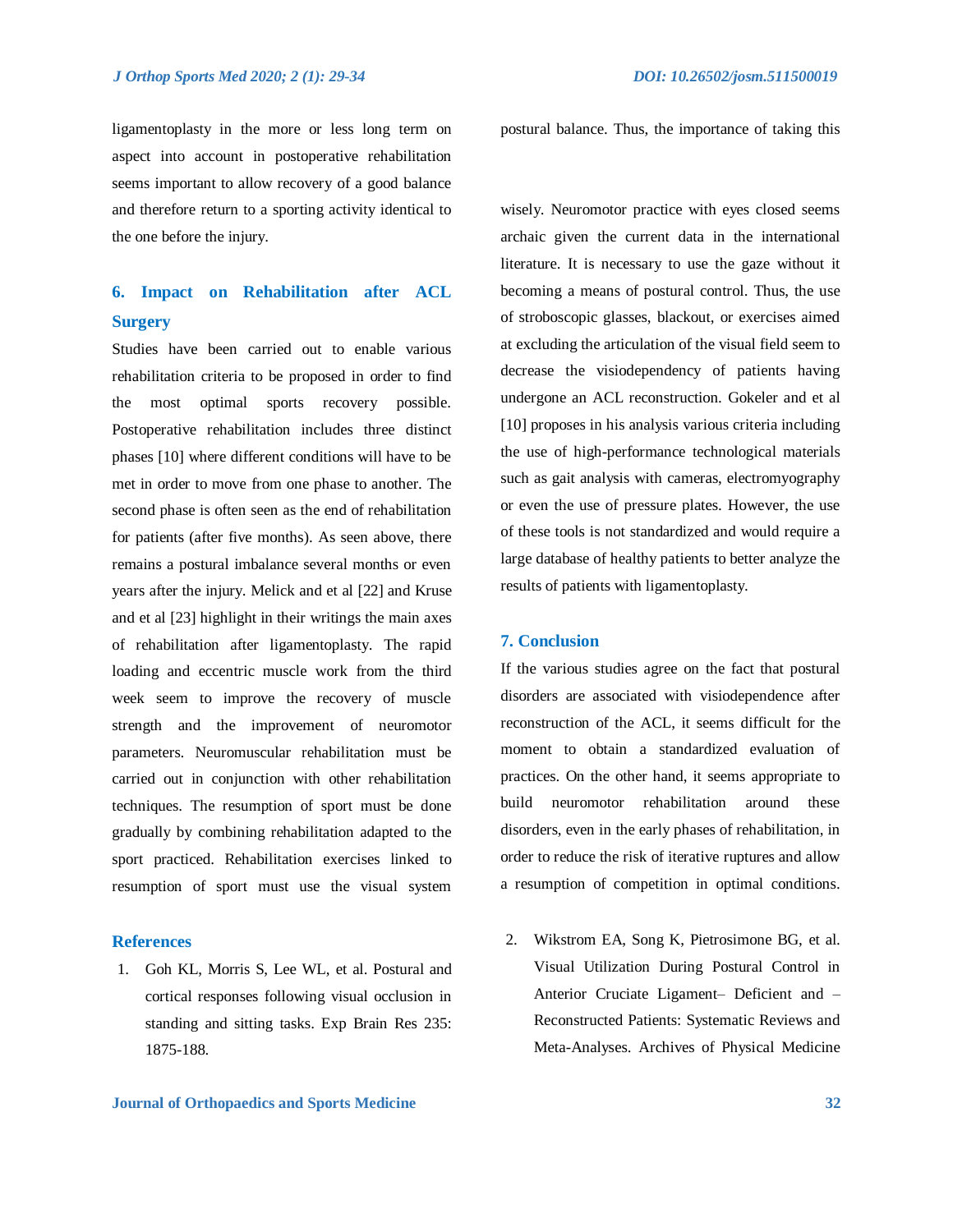ligamentoplasty in the more or less long term on aspect into account in postoperative rehabilitation seems important to allow recovery of a good balance and therefore return to a sporting activity identical to the one before the injury.

## 6. Impact on Rehabilitation after ACL Surgery

Studies have been carried out to enable various rehabilitation criteria to be proposed in order to find the most optimal sports recovery possible. Postoperative rehabilitation includes three distinct phases [10] where different conditions will have to be met in order to move from one phase to another. The second phase is often seen as the end of rehabilitation for patients (after five months). As seen above, there remains a postural imbalance several months or even years after the injury. Melick and et al [22] and Kruse and et al [23] highlight in their writings the main axes of rehabilitation after ligamentoplasty. The rapid loading and eccentric muscle work from the third week seem to improve the recovery of muscle strength and the improvement of neuromotor parameters. Neuromuscular rehabilitation must be carried out in conjunction with other rehabilitation techniques. The resumption of sport must be done gradually by combining rehabilitation adapted to the sport practiced. Rehabilitation exercises linked to resumption of sport must use the visual system postural balance. Thus, the importance of taking this wisely. Neuromotor practice with eyes closed seems archaic given the current data in the international literature. It is necessary to use the gaze without it becoming a means of postural control. Thus, the use of stroboscopic glasses, blackout, or exercises aimed at excluding the articulation of the visual field seem to decrease the visiodependency of patients having undergone an ACL reconstruction. Gokeler and et al [10] proposes in his analysis various criteria including the use of high-performance technological materials such as gait analysis with cameras, electromyography or even the use of pressure plates. However, the use of these tools is not standardized and would require a large database of healthy patients to better analyze the results of patients with ligamentoplasty.

## 7. Conclusion

If the various studies agree on the fact that postural disorders are associated with visiodependence after reconstruction of the ACL, it seems difficult for the moment to obtain a standardized evaluation of practices. On the other hand, it seems appropriate to build neuromotor rehabilitation around these disorders, even in the early phases of rehabilitation, in order to reduce the risk of iterative ruptures and allow a resumption of competition in optimal conditions.

## References

1. Goh KL, Morris S, Lee WL, et al. Postural and cortical responses following visual occlusion in standing and sitting tasks. Exp Brain Res 235: 1875-188.
2. Wikstrom EA, Song K, Pietrosimone BG, et al. Visual Utilization During Postural Control in Anterior Cruciate Ligament– Deficient and –Reconstructed Patients: Systematic Reviews and Meta-Analyses. Archives of Physical Medicine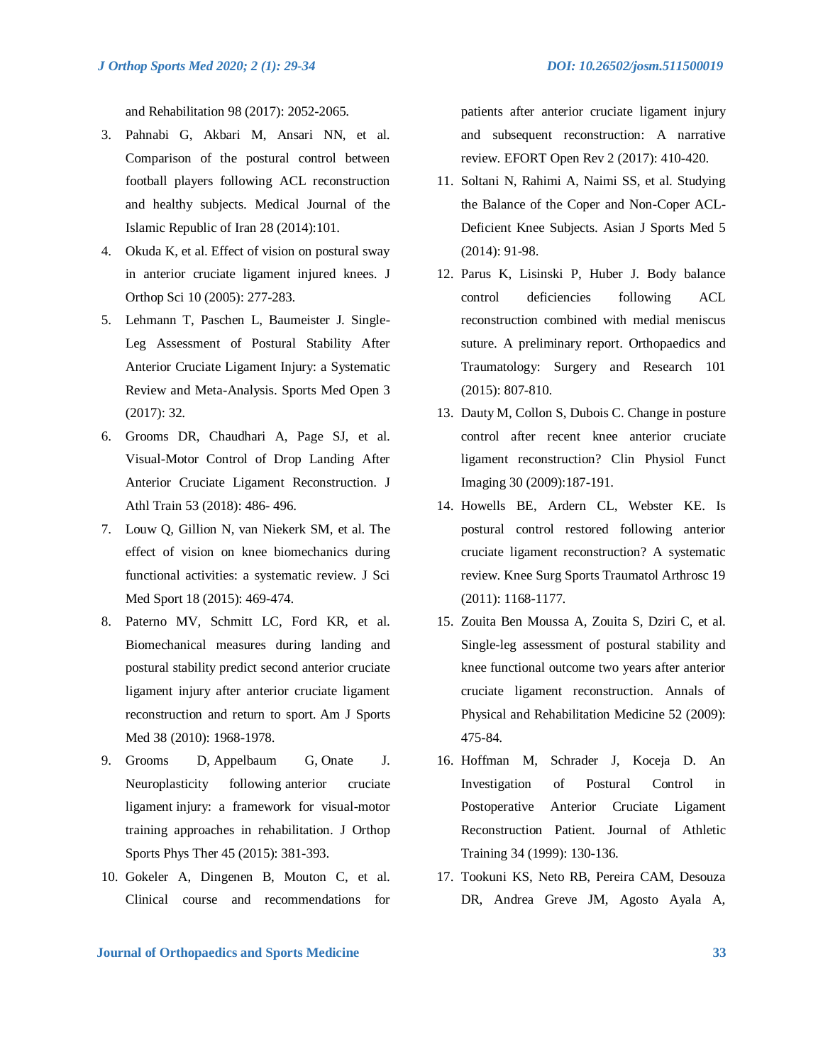and Rehabilitation 98 (2017): 2052-2065.

3. Pahnabi G, Akbari M, Ansari NN, et al. Comparison of the postural control between football players following ACL reconstruction and healthy subjects. Medical Journal of the Islamic Republic of Iran 28 (2014):101.
4. Okuda K, et al. Effect of vision on postural sway in anterior cruciate ligament injured knees. J Orthop Sci 10 (2005): 277-283.
5. Lehmann T, Paschen L, Baumeister J. Single-Leg Assessment of Postural Stability After Anterior Cruciate Ligament Injury: a Systematic Review and Meta-Analysis. Sports Med Open 3 (2017): 32.
6. Grooms DR, Chaudhari A, Page SJ, et al. Visual-Motor Control of Drop Landing After Anterior Cruciate Ligament Reconstruction. J Athl Train 53 (2018): 486- 496.
7. Louw Q, Gillion N, van Niekerk SM, et al. The effect of vision on knee biomechanics during functional activities: a systematic review. J Sci Med Sport 18 (2015): 469-474.
8. Paterno MV, Schmitt LC, Ford KR, et al. Biomechanical measures during landing and postural stability predict second anterior cruciate ligament injury after anterior cruciate ligament reconstruction and return to sport. Am J Sports Med 38 (2010): 1968-1978.
9. Grooms D, Appelbaum G, Onate J. Neuroplasticity following anterior cruciate ligament injury: a framework for visual-motor training approaches in rehabilitation. J Orthop Sports Phys Ther 45 (2015): 381-393.
10. Gokeler A, Dingenen B, Mouton C, et al. Clinical course and recommendations for patients after anterior cruciate ligament injury and subsequent reconstruction: A narrative review. EFORT Open Rev 2 (2017): 410-420.
11. Soltani N, Rahimi A, Naimi SS, et al. Studying the Balance of the Coper and Non-Coper ACL-Deficient Knee Subjects. Asian J Sports Med 5 (2014): 91-98.
12. Parus K, Lisinski P, Huber J. Body balance control deficiencies following ACL reconstruction combined with medial meniscus suture. A preliminary report. Orthopaedics and Traumatology: Surgery and Research 101 (2015): 807-810.
13. Dauty M, Collon S, Dubois C. Change in posture control after recent knee anterior cruciate ligament reconstruction? Clin Physiol Funct Imaging 30 (2009):187-191.
14. Howells BE, Ardern CL, Webster KE. Is postural control restored following anterior cruciate ligament reconstruction? A systematic review. Knee Surg Sports Traumatol Arthrosc 19 (2011): 1168-1177.
15. Zouita Ben Moussa A, Zouita S, Dziri C, et al. Single-leg assessment of postural stability and knee functional outcome two years after anterior cruciate ligament reconstruction. Annals of Physical and Rehabilitation Medicine 52 (2009): 475-84.
16. Hoffman M, Schrader J, Koceja D. An Investigation of Postural Control in Postoperative Anterior Cruciate Ligament Reconstruction Patient. Journal of Athletic Training 34 (1999): 130-136.
17. Tookuni KS, Neto RB, Pereira CAM, Desouza DR, Andrea Greve JM, Agosto Ayala A,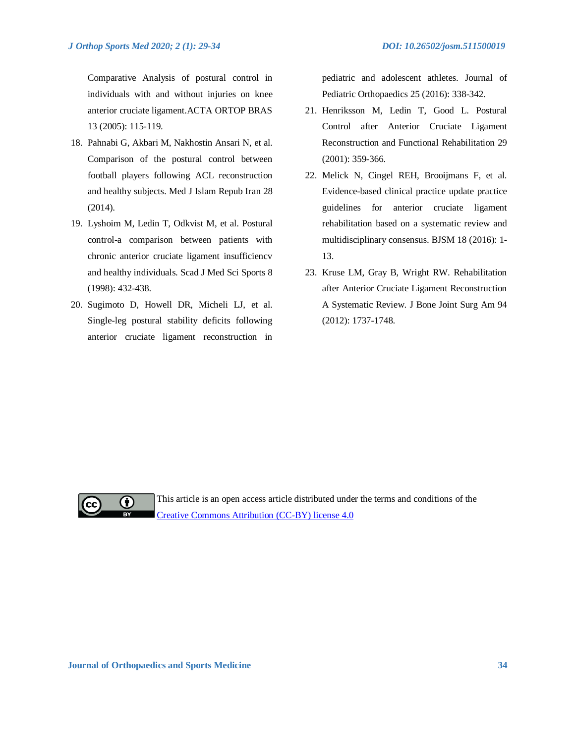Comparative Analysis of postural control in individuals with and without injuries on knee anterior cruciate ligament.ACTA ORTOP BRAS 13 (2005): 115-119.

18. Pahnabi G, Akbari M, Nakhostin Ansari N, et al. Comparison of the postural control between football players following ACL reconstruction and healthy subjects. Med J Islam Repub Iran 28 (2014).
19. Lyshoim M, Ledin T, Odkvist M, et al. Postural control-a comparison between patients with chronic anterior cruciate ligament insufficiencv and healthy individuals. Scad J Med Sci Sports 8 (1998): 432-438.
20. Sugimoto D, Howell DR, Micheli LJ, et al. Single-leg postural stability deficits following anterior cruciate ligament reconstruction in pediatric and adolescent athletes. Journal of Pediatric Orthopaedics 25 (2016): 338-342.
21. Henriksson M, Ledin T, Good L. Postural Control after Anterior Cruciate Ligament Reconstruction and Functional Rehabilitation 29 (2001): 359-366.
22. Melick N, Cingel REH, Brooijmans F, et al. Evidence-based clinical practice update practice guidelines for anterior cruciate ligament rehabilitation based on a systematic review and multidisciplinary consensus. BJSM 18 (2016): 1-13.
23. Kruse LM, Gray B, Wright RW. Rehabilitation after Anterior Cruciate Ligament Reconstruction A Systematic Review. J Bone Joint Surg Am 94 (2012): 1737-1748.

This article is an open access article distributed under the terms and conditions of the [Creative Commons Attribution (CC-BY) license 4.0]